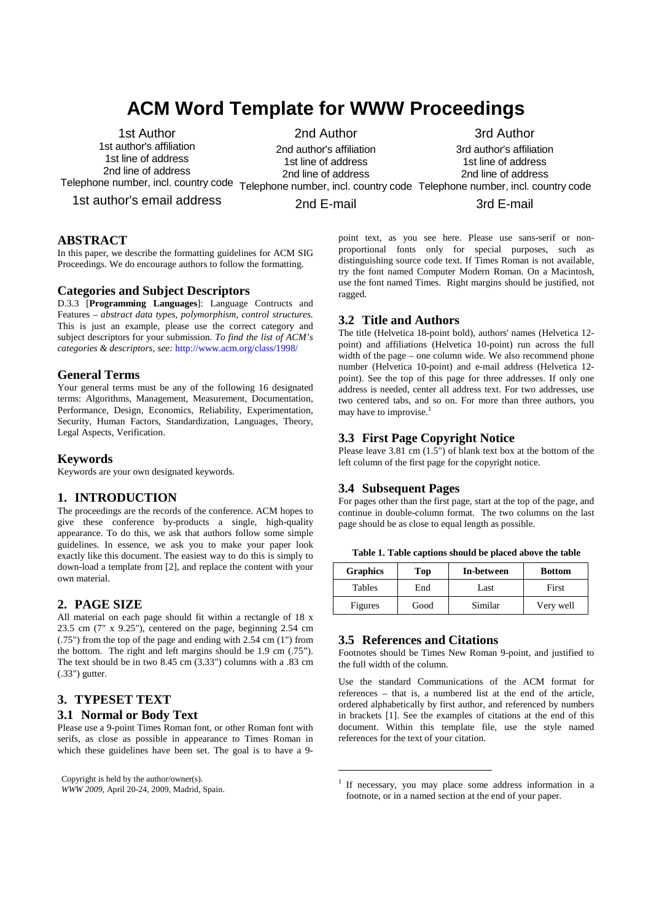# ACM Word Template for WWW Proceedings

1st Author
1st author's affiliation
1st line of address
2nd line of address
Telephone number, incl. country code
1st author's email address

2nd Author
2nd author's affiliation
1st line of address
2nd line of address
Telephone number, incl. country code
2nd E-mail

3rd Author
3rd author's affiliation
1st line of address
2nd line of address
Telephone number, incl. country code
3rd E-mail

## ABSTRACT

In this paper, we describe the formatting guidelines for ACM SIG Proceedings. We do encourage authors to follow the formatting.

## Categories and Subject Descriptors

D.3.3 [**Programming Languages**]: Language Contructs and Features – *abstract data types, polymorphism, control structures.* This is just an example, please use the correct category and subject descriptors for your submission. *To find the list of ACM's categories & descriptors, see:* http://www.acm.org/class/1998/

## General Terms

Your general terms must be any of the following 16 designated terms: Algorithms, Management, Measurement, Documentation, Performance, Design, Economics, Reliability, Experimentation, Security, Human Factors, Standardization, Languages, Theory, Legal Aspects, Verification.

## Keywords

Keywords are your own designated keywords.

## 1. INTRODUCTION

The proceedings are the records of the conference. ACM hopes to give these conference by-products a single, high-quality appearance. To do this, we ask that authors follow some simple guidelines. In essence, we ask you to make your paper look exactly like this document. The easiest way to do this is simply to down-load a template from [2], and replace the content with your own material.

## 2. PAGE SIZE

All material on each page should fit within a rectangle of 18 x 23.5 cm (7" x 9.25"), centered on the page, beginning 2.54 cm (.75") from the top of the page and ending with 2.54 cm (1") from the bottom. The right and left margins should be 1.9 cm (.75"). The text should be in two 8.45 cm (3.33") columns with a .83 cm (.33") gutter.

## 3. TYPESET TEXT

### 3.1 Normal or Body Text

Please use a 9-point Times Roman font, or other Roman font with serifs, as close as possible in appearance to Times Roman in which these guidelines have been set. The goal is to have a 9-point text, as you see here. Please use sans-serif or non-proportional fonts only for special purposes, such as distinguishing source code text. If Times Roman is not available, try the font named Computer Modern Roman. On a Macintosh, use the font named Times. Right margins should be justified, not ragged.

### 3.2 Title and Authors

The title (Helvetica 18-point bold), authors' names (Helvetica 12-point) and affiliations (Helvetica 10-point) run across the full width of the page – one column wide. We also recommend phone number (Helvetica 10-point) and e-mail address (Helvetica 12-point). See the top of this page for three addresses. If only one address is needed, center all address text. For two addresses, use two centered tabs, and so on. For more than three authors, you may have to improvise.[1]

### 3.3 First Page Copyright Notice

Please leave 3.81 cm (1.5") of blank text box at the bottom of the left column of the first page for the copyright notice.

### 3.4 Subsequent Pages

For pages other than the first page, start at the top of the page, and continue in double-column format. The two columns on the last page should be as close to equal length as possible.

**Table 1. Table captions should be placed above the table**

| Graphics | Top | In-between | Bottom |
|---|---|---|---|
| Tables | End | Last | First |
| Figures | Good | Similar | Very well |

### 3.5 References and Citations

Footnotes should be Times New Roman 9-point, and justified to the full width of the column.

Use the standard Communications of the ACM format for references – that is, a numbered list at the end of the article, ordered alphabetically by first author, and referenced by numbers in brackets [1]. See the examples of citations at the end of this document. Within this template file, use the style named references for the text of your citation.

Copyright is held by the author/owner(s).
*WWW 2009*, April 20-24, 2009, Madrid, Spain.

[1] If necessary, you may place some address information in a footnote, or in a named section at the end of your paper.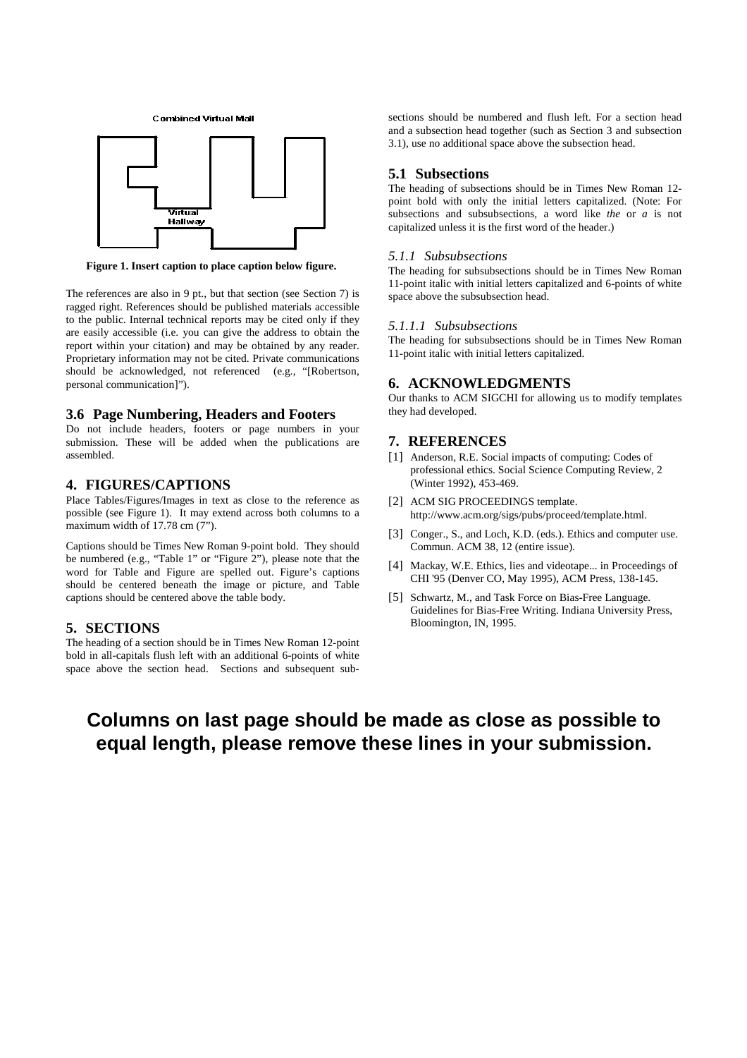Combined Virtual Mall

Virtual Hallway

**Figure 1. Insert caption to place caption below figure.**

The references are also in 9 pt., but that section (see Section 7) is ragged right. References should be published materials accessible to the public. Internal technical reports may be cited only if they are easily accessible (i.e. you can give the address to obtain the report within your citation) and may be obtained by any reader. Proprietary information may not be cited. Private communications should be acknowledged, not referenced (e.g., "[Robertson, personal communication]").

### 3.6 Page Numbering, Headers and Footers

Do not include headers, footers or page numbers in your submission. These will be added when the publications are assembled.

## 4. FIGURES/CAPTIONS

Place Tables/Figures/Images in text as close to the reference as possible (see Figure 1). It may extend across both columns to a maximum width of 17.78 cm (7").

Captions should be Times New Roman 9-point bold. They should be numbered (e.g., "Table 1" or "Figure 2"), please note that the word for Table and Figure are spelled out. Figure's captions should be centered beneath the image or picture, and Table captions should be centered above the table body.

## 5. SECTIONS

The heading of a section should be in Times New Roman 12-point bold in all-capitals flush left with an additional 6-points of white space above the section head. Sections and subsequent subsections should be numbered and flush left. For a section head and a subsection head together (such as Section 3 and subsection 3.1), use no additional space above the subsection head.

### 5.1 Subsections

The heading of subsections should be in Times New Roman 12-point bold with only the initial letters capitalized. (Note: For subsections and subsubsections, a word like *the* or *a* is not capitalized unless it is the first word of the header.)

#### *5.1.1 Subsubsections*

The heading for subsubsections should be in Times New Roman 11-point italic with initial letters capitalized and 6-points of white space above the subsubsection head.

##### *5.1.1.1 Subsubsections*

The heading for subsubsections should be in Times New Roman 11-point italic with initial letters capitalized.

## 6. ACKNOWLEDGMENTS

Our thanks to ACM SIGCHI for allowing us to modify templates they had developed.

## 7. REFERENCES

[1] Anderson, R.E. Social impacts of computing: Codes of professional ethics. Social Science Computing Review, 2 (Winter 1992), 453-469.

[2] ACM SIG PROCEEDINGS template. http://www.acm.org/sigs/pubs/proceed/template.html.

[3] Conger., S., and Loch, K.D. (eds.). Ethics and computer use. Commun. ACM 38, 12 (entire issue).

[4] Mackay, W.E. Ethics, lies and videotape... in Proceedings of CHI '95 (Denver CO, May 1995), ACM Press, 138-145.

[5] Schwartz, M., and Task Force on Bias-Free Language. Guidelines for Bias-Free Writing. Indiana University Press, Bloomington, IN, 1995.

**Columns on last page should be made as close as possible to equal length, please remove these lines in your submission.**